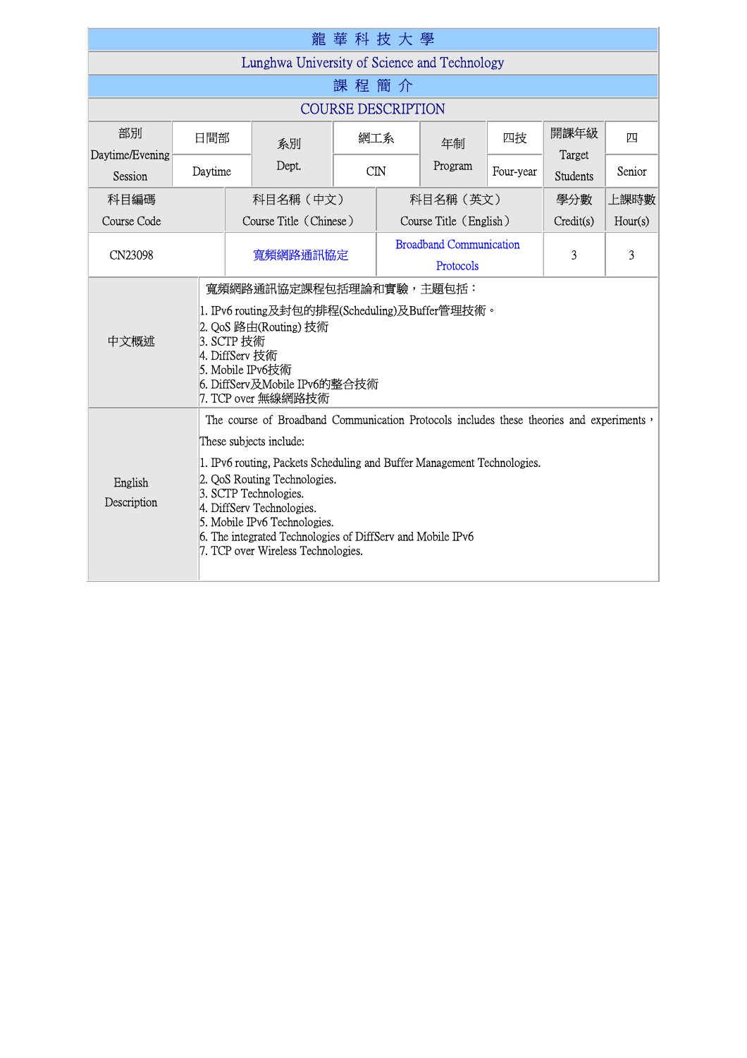# 龍 華 科 技 大 學

## Lunghwa University of Science and Technology

## 課 程 簡 介

## COURSE DESCRIPTION

| 部別 Daytime/Evening Session | 日間部 Daytime | 系別 Dept. | 網工系 CIN | 年制 Program | 四技 Four-year | 開課年級 Target Students | 四 Senior |
|---|---|---|---|---|---|---|---|

| 科目編碼 Course Code | 科目名稱（中文） Course Title（Chinese） | 科目名稱（英文） Course Title（English） | 學分數 Credit(s) | 上課時數 Hour(s) |
|---|---|---|---|---|
| CN23098 | 寬頻網路通訊協定 | Broadband Communication Protocols | 3 | 3 |

| | |
|---|---|
| 中文概述 | 寬頻網路通訊協定課程包括理論和實驗，主題包括：<br>1. IPv6 routing及封包的排程(Scheduling)及Buffer管理技術。<br>2. QoS 路由(Routing) 技術<br>3. SCTP 技術<br>4. DiffServ 技術<br>5. Mobile IPv6技術<br>6. DiffServ及Mobile IPv6的整合技術<br>7. TCP over 無線網路技術 |
| English Description | The course of Broadband Communication Protocols includes these theories and experiments，These subjects include:<br>1. IPv6 routing, Packets Scheduling and Buffer Management Technologies.<br>2. QoS Routing Technologies.<br>3. SCTP Technologies.<br>4. DiffServ Technologies.<br>5. Mobile IPv6 Technologies.<br>6. The integrated Technologies of DiffServ and Mobile IPv6<br>7. TCP over Wireless Technologies. |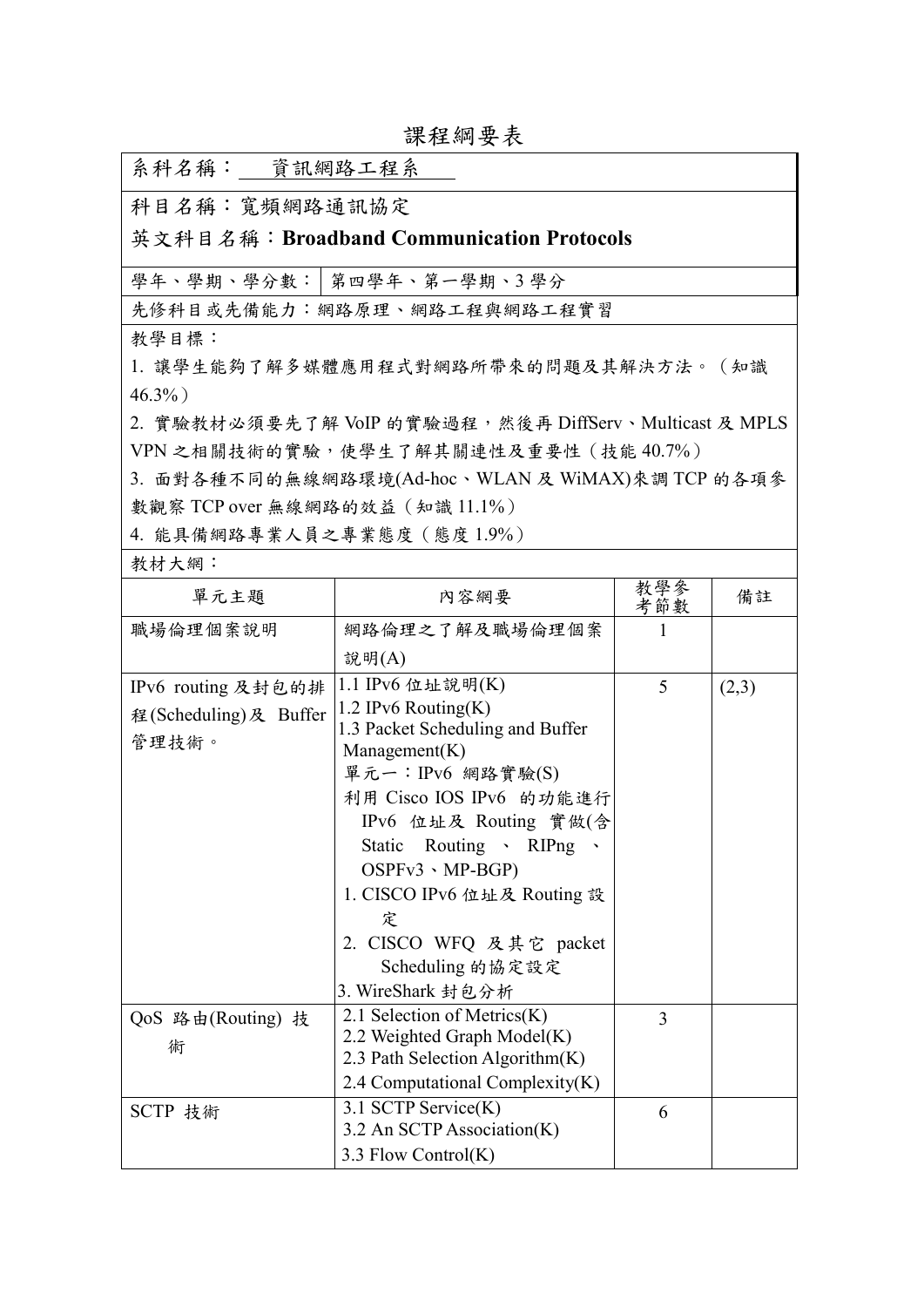# 課程綱要表

系科名稱：資訊網路工程系

科目名稱：寬頻網路通訊協定

英文科目名稱：**Broadband Communication Protocols**

學年、學期、學分數：第四學年、第一學期、3 學分

先修科目或先備能力：網路原理、網路工程與網路工程實習

教學目標：

1. 讓學生能夠了解多媒體應用程式對網路所帶來的問題及其解決方法。（知識 46.3%）
2. 實驗教材必須要先了解 VoIP 的實驗過程，然後再 DiffServ、Multicast 及 MPLS VPN 之相關技術的實驗，使學生了解其關連性及重要性（技能 40.7%）
3. 面對各種不同的無線網路環境(Ad-hoc、WLAN 及 WiMAX)來調 TCP 的各項參數觀察 TCP over 無線網路的效益（知識 11.1%）
4. 能具備網路專業人員之專業態度（態度 1.9%）

教材大綱：

| 單元主題 | 內容網要 | 教學參考節數 | 備註 |
|---|---|---|---|
| 職場倫理個案說明 | 網路倫理之了解及職場倫理個案說明(A) | 1 | |
| IPv6 routing 及封包的排程(Scheduling)及 Buffer 管理技術。 | 1.1 IPv6 位址說明(K)<br>1.2 IPv6 Routing(K)<br>1.3 Packet Scheduling and Buffer Management(K)<br>單元一：IPv6 網路實驗(S)<br>利用 Cisco IOS IPv6 的功能進行 IPv6 位址及 Routing 實做(含 Static Routing 、 RIPng 、 OSPFv3、MP-BGP)<br>1. CISCO IPv6 位址及 Routing 設定<br>2. CISCO WFQ 及其它 packet Scheduling 的協定設定<br>3. WireShark 封包分析 | 5 | (2,3) |
| QoS 路由(Routing) 技術 | 2.1 Selection of Metrics(K)<br>2.2 Weighted Graph Model(K)<br>2.3 Path Selection Algorithm(K)<br>2.4 Computational Complexity(K) | 3 | |
| SCTP 技術 | 3.1 SCTP Service(K)<br>3.2 An SCTP Association(K)<br>3.3 Flow Control(K) | 6 | |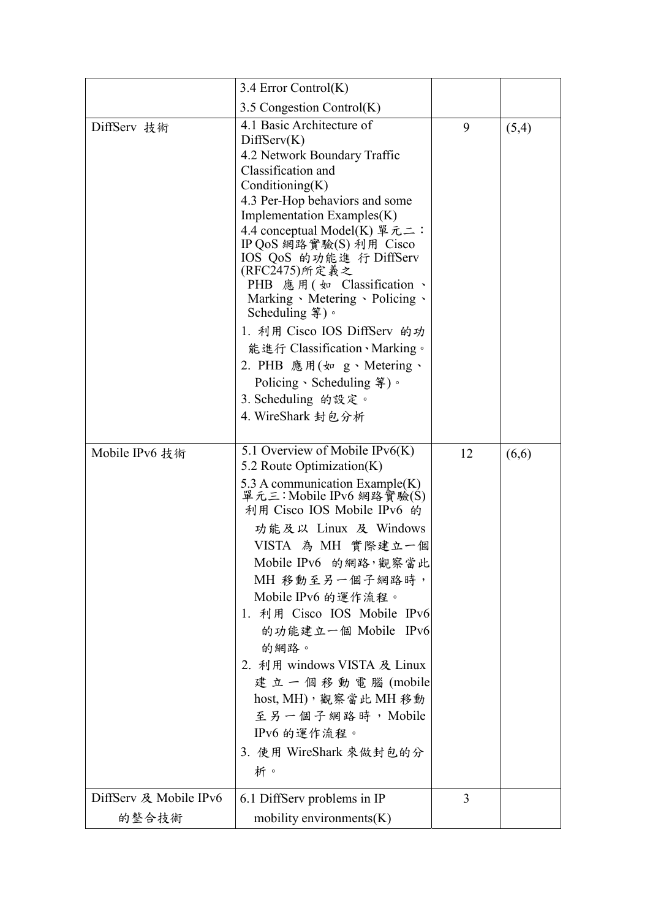| | | | |
|---|---|---|---|
| | 3.4 Error Control(K)<br>3.5 Congestion Control(K) | | |
| DiffServ 技術 | 4.1 Basic Architecture of DiffServ(K)<br>4.2 Network Boundary Traffic Classification and Conditioning(K)<br>4.3 Per-Hop behaviors and some Implementation Examples(K)<br>4.4 conceptual Model(K) 單元二：IP QoS 網路實驗(S) 利用 Cisco IOS QoS 的功能進 行 DiffServ (RFC2475)所定義之 PHB 應用(如 Classification、Marking、Metering、Policing、Scheduling 等)。<br>1. 利用 Cisco IOS DiffServ 的功能進行 Classification、Marking。<br>2. PHB 應用(如 g、Metering、Policing、Scheduling 等)。<br>3. Scheduling 的設定。<br>4. WireShark 封包分析 | 9 | (5,4) |
| Mobile IPv6 技術 | 5.1 Overview of Mobile IPv6(K)<br>5.2 Route Optimization(K)<br>5.3 A communication Example(K) 單元三：Mobile IPv6 網路實驗(S) 利用 Cisco IOS Mobile IPv6 的功能及以 Linux 及 Windows VISTA 為 MH 實際建立一個 Mobile IPv6 的網路，觀察當此 MH 移動至另一個子網路時，Mobile IPv6 的運作流程。<br>1. 利用 Cisco IOS Mobile IPv6 的功能建立一個 Mobile IPv6 的網路。<br>2. 利用 windows VISTA 及 Linux 建立一個移動電腦(mobile host, MH)，觀察當此 MH 移動至另一個子網路時，Mobile IPv6 的運作流程。<br>3. 使用 WireShark 來做封包的分析。 | 12 | (6,6) |
| DiffServ 及 Mobile IPv6 的整合技術 | 6.1 DiffServ problems in IP mobility environments(K) | 3 | |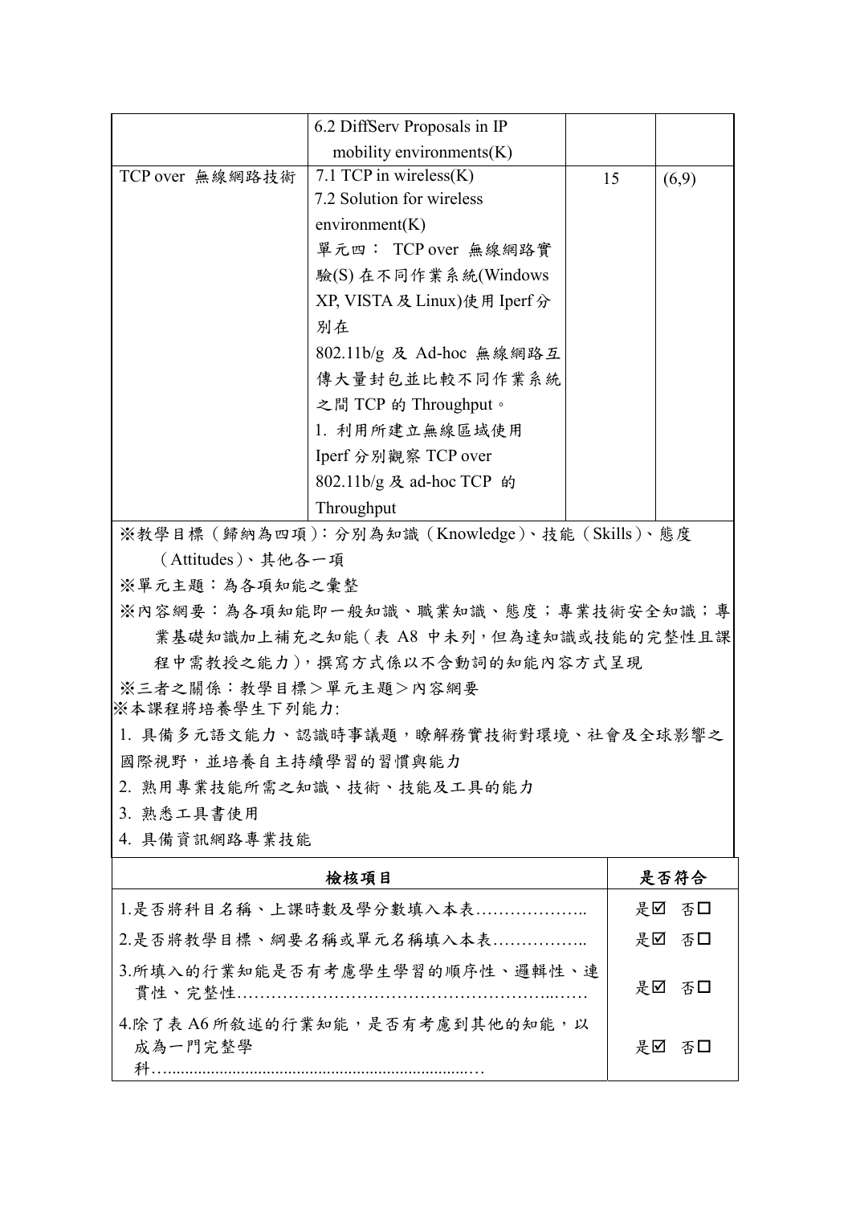| | | | |
|---|---|---|---|
| | 6.2 DiffServ Proposals in IP mobility environments(K) | | |
| TCP over 無線網路技術 | 7.1 TCP in wireless(K)<br>7.2 Solution for wireless environment(K)<br>單元四： TCP over 無線網路實驗(S) 在不同作業系統(Windows XP, VISTA 及 Linux)使用 Iperf 分別在 802.11b/g 及 Ad-hoc 無線網路互傳大量封包並比較不同作業系統之間 TCP 的 Throughput。<br>1. 利用所建立無線區域使用 Iperf 分別觀察 TCP over 802.11b/g 及 ad-hoc TCP 的 Throughput | 15 | (6,9) |

※教學目標（歸納為四項）：分別為知識（Knowledge）、技能（Skills）、態度（Attitudes）、其他各一項

※單元主題：為各項知能之彙整

※內容綱要：為各項知能即一般知識、職業知識、態度；專業技術安全知識；專業基礎知識加上補充之知能（表 A8 中未列，但為達知識或技能的完整性且課程中需教授之能力），撰寫方式係以不含動詞的知能內容方式呈現

※三者之關係：教學目標＞單元主題＞內容綱要

※本課程將培養學生下列能力:

1. 具備多元語文能力、認識時事議題，瞭解務實技術對環境、社會及全球影響之國際視野，並培養自主持續學習的習慣與能力
2. 熟用專業技能所需之知識、技術、技能及工具的能力
3. 熟悉工具書使用
4. 具備資訊網路專業技能

| **檢核項目** | **是否符合** |
|---|---|
| 1.是否將科目名稱、上課時數及學分數填入本表……………….. | 是☑ 否☐ |
| 2.是否將教學目標、綱要名稱或單元名稱填入本表…………….. | 是☑ 否☐ |
| 3.所填入的行業知能是否有考慮學生學習的順序性、邏輯性、連貫性、完整性……………………………………………...…… | 是☑ 否☐ |
| 4.除了表 A6 所敘述的行業知能，是否有考慮到其他的知能，以成為一門完整學科…....................................................................… | 是☑ 否☐ |